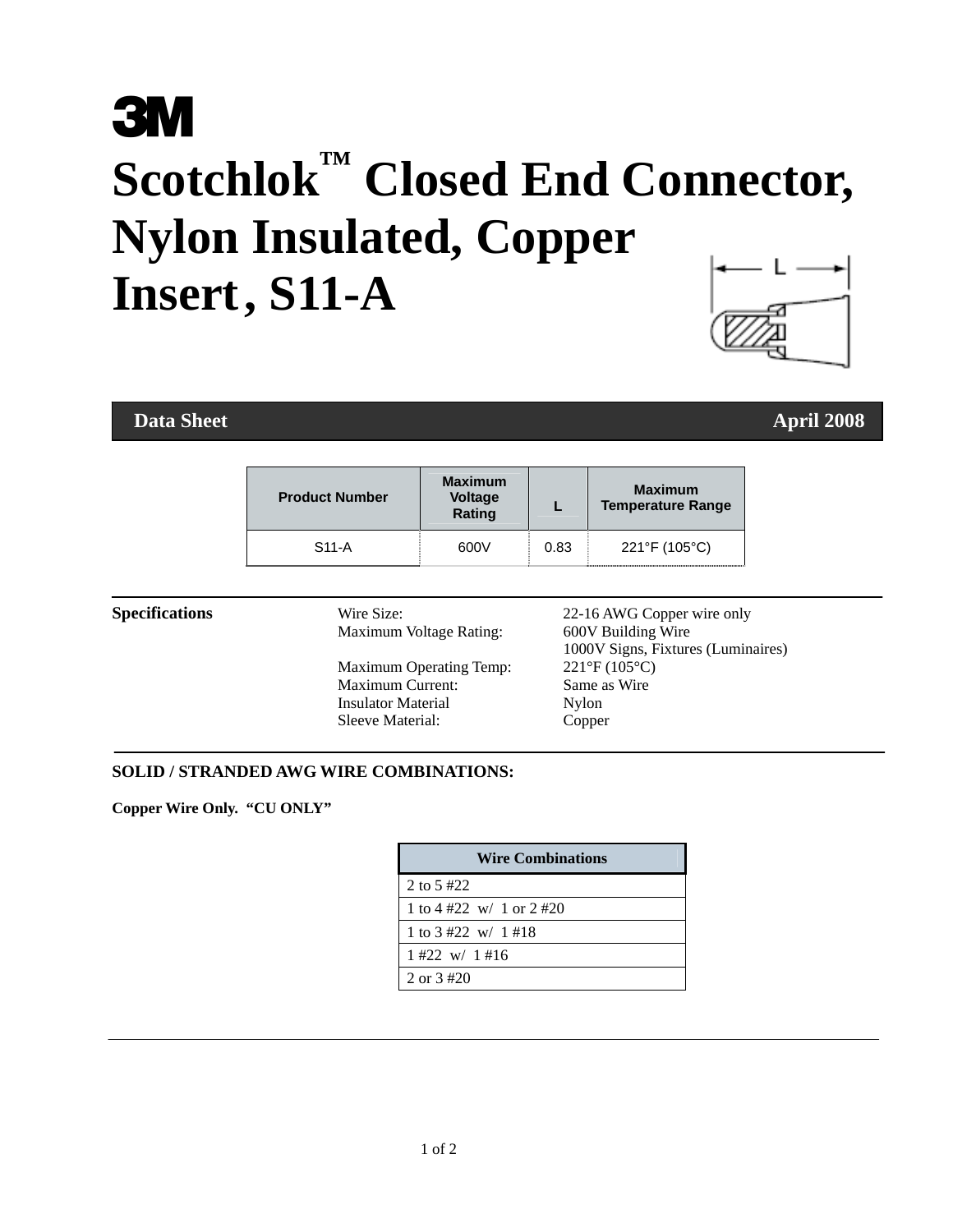3M

# Scotchlok™ Closed End Connector, Nylon Insulated, Copper Insert, S11-A

**Data Sheet** **April 2008**

| Product Number | Maximum Voltage Rating | L | Maximum Temperature Range |
|---|---|---|---|
| S11-A | 600V | 0.83 | 221°F (105°C) |

**Specifications**

| | |
|---|---|
| Wire Size: | 22-16 AWG Copper wire only |
| Maximum Voltage Rating: | 600V Building Wire<br>1000V Signs, Fixtures (Luminaires) |
| Maximum Operating Temp: | 221°F (105°C) |
| Maximum Current: | Same as Wire |
| Insulator Material | Nylon |
| Sleeve Material: | Copper |

**SOLID / STRANDED AWG WIRE COMBINATIONS:**

**Copper Wire Only. "CU ONLY"**

| Wire Combinations |
|---|
| 2 to 5 #22 |
| 1 to 4 #22 w/ 1 or 2 #20 |
| 1 to 3 #22 w/ 1 #18 |
| 1 #22 w/ 1 #16 |
| 2 or 3 #20 |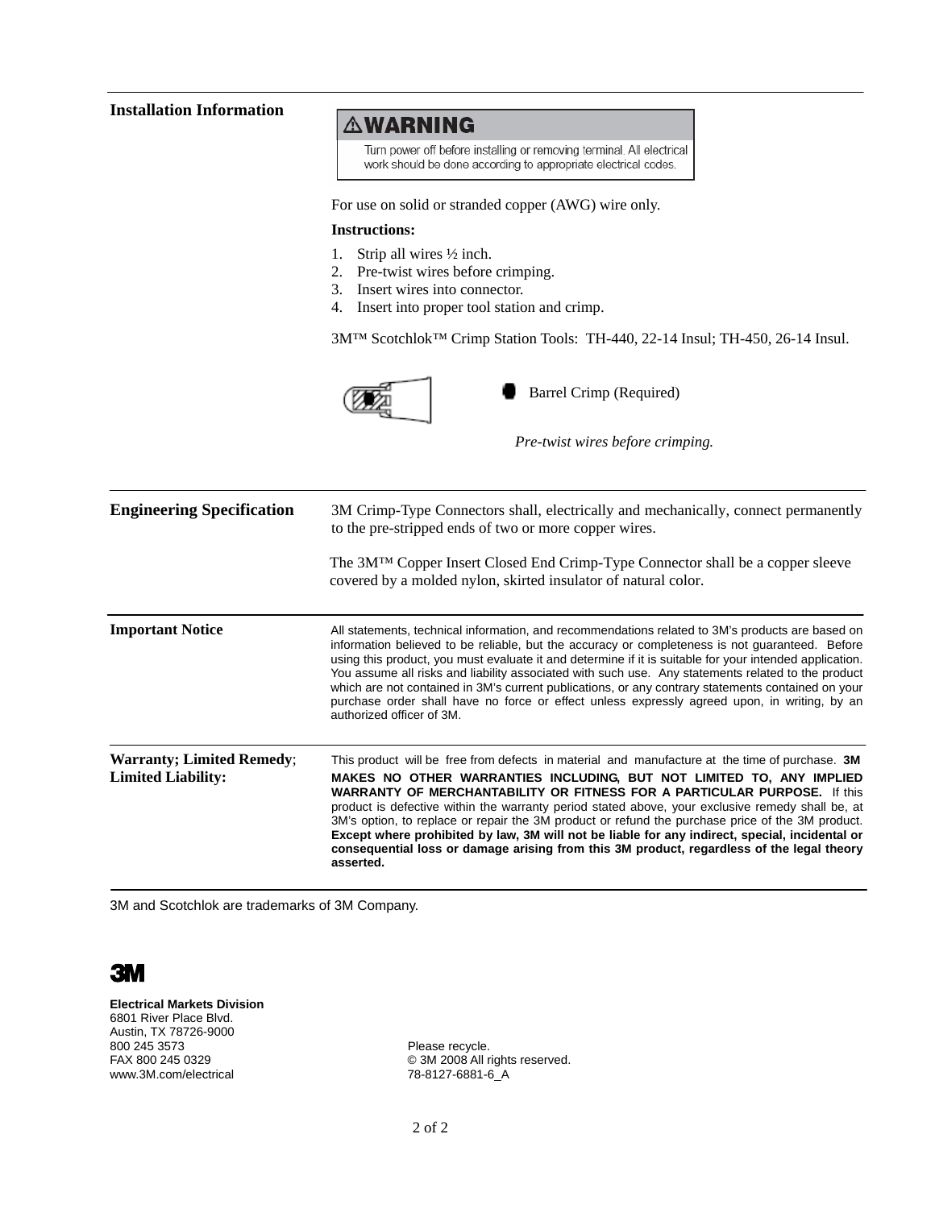## Installation Information

**⚠WARNING**

Turn power off before installing or removing terminal. All electrical work should be done according to appropriate electrical codes.

For use on solid or stranded copper (AWG) wire only.

**Instructions:**

1. Strip all wires ½ inch.
2. Pre-twist wires before crimping.
3. Insert wires into connector.
4. Insert into proper tool station and crimp.

3M™ Scotchlok™ Crimp Station Tools: TH-440, 22-14 Insul; TH-450, 26-14 Insul.

Barrel Crimp (Required)

*Pre-twist wires before crimping.*

## Engineering Specification

3M Crimp-Type Connectors shall, electrically and mechanically, connect permanently to the pre-stripped ends of two or more copper wires.

The 3M™ Copper Insert Closed End Crimp-Type Connector shall be a copper sleeve covered by a molded nylon, skirted insulator of natural color.

## Important Notice

All statements, technical information, and recommendations related to 3M's products are based on information believed to be reliable, but the accuracy or completeness is not guaranteed. Before using this product, you must evaluate it and determine if it is suitable for your intended application. You assume all risks and liability associated with such use. Any statements related to the product which are not contained in 3M's current publications, or any contrary statements contained on your purchase order shall have no force or effect unless expressly agreed upon, in writing, by an authorized officer of 3M.

## Warranty; Limited Remedy; Limited Liability:

This product will be free from defects in material and manufacture at the time of purchase. **3M MAKES NO OTHER WARRANTIES INCLUDING, BUT NOT LIMITED TO, ANY IMPLIED WARRANTY OF MERCHANTABILITY OR FITNESS FOR A PARTICULAR PURPOSE.** If this product is defective within the warranty period stated above, your exclusive remedy shall be, at 3M's option, to replace or repair the 3M product or refund the purchase price of the 3M product. **Except where prohibited by law, 3M will not be liable for any indirect, special, incidental or consequential loss or damage arising from this 3M product, regardless of the legal theory asserted.**

3M and Scotchlok are trademarks of 3M Company.

**3M**

**Electrical Markets Division**
6801 River Place Blvd.
Austin, TX 78726-9000
800 245 3573
FAX 800 245 0329
www.3M.com/electrical

Please recycle.
© 3M 2008 All rights reserved.
78-8127-6881-6_A